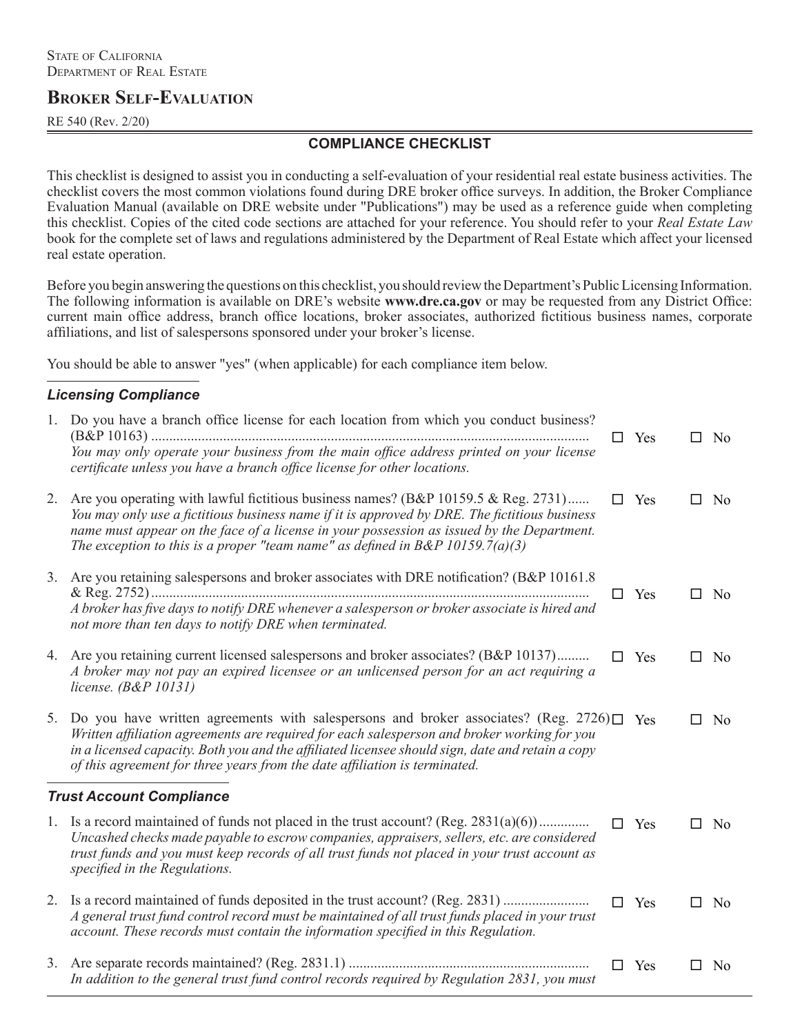State of California
Department of Real Estate

# Broker Self-Evaluation

RE 540 (Rev. 2/20)

## COMPLIANCE CHECKLIST

This checklist is designed to assist you in conducting a self-evaluation of your residential real estate business activities. The checklist covers the most common violations found during DRE broker office surveys. In addition, the Broker Compliance Evaluation Manual (available on DRE website under "Publications") may be used as a reference guide when completing this checklist. Copies of the cited code sections are attached for your reference. You should refer to your *Real Estate Law* book for the complete set of laws and regulations administered by the Department of Real Estate which affect your licensed real estate operation.

Before you begin answering the questions on this checklist, you should review the Department's Public Licensing Information. The following information is available on DRE's website **www.dre.ca.gov** or may be requested from any District Office: current main office address, branch office locations, broker associates, authorized fictitious business names, corporate affiliations, and list of salespersons sponsored under your broker's license.

You should be able to answer "yes" (when applicable) for each compliance item below.

### *Licensing Compliance*

1. Do you have a branch office license for each location from which you conduct business? (B&P 10163) .......... ☐ Yes ☐ No
   *You may only operate your business from the main office address printed on your license certificate unless you have a branch office license for other locations.*

2. Are you operating with lawful fictitious business names? (B&P 10159.5 & Reg. 2731)...... ☐ Yes ☐ No
   *You may only use a fictitious business name if it is approved by DRE. The fictitious business name must appear on the face of a license in your possession as issued by the Department. The exception to this is a proper "team name" as defined in B&P 10159.7(a)(3)*

3. Are you retaining salespersons and broker associates with DRE notification? (B&P 10161.8 & Reg. 2752) .......... ☐ Yes ☐ No
   *A broker has five days to notify DRE whenever a salesperson or broker associate is hired and not more than ten days to notify DRE when terminated.*

4. Are you retaining current licensed salespersons and broker associates? (B&P 10137)......... ☐ Yes ☐ No
   *A broker may not pay an expired licensee or an unlicensed person for an act requiring a license. (B&P 10131)*

5. Do you have written agreements with salespersons and broker associates? (Reg. 2726) ☐ Yes ☐ No
   *Written affiliation agreements are required for each salesperson and broker working for you in a licensed capacity. Both you and the affiliated licensee should sign, date and retain a copy of this agreement for three years from the date affiliation is terminated.*

### *Trust Account Compliance*

1. Is a record maintained of funds not placed in the trust account? (Reg. 2831(a)(6)).............. ☐ Yes ☐ No
   *Uncashed checks made payable to escrow companies, appraisers, sellers, etc. are considered trust funds and you must keep records of all trust funds not placed in your trust account as specified in the Regulations.*

2. Is a record maintained of funds deposited in the trust account? (Reg. 2831) ........................ ☐ Yes ☐ No
   *A general trust fund control record must be maintained of all trust funds placed in your trust account. These records must contain the information specified in this Regulation.*

3. Are separate records maintained? (Reg. 2831.1) .......... ☐ Yes ☐ No
   *In addition to the general trust fund control records required by Regulation 2831, you must*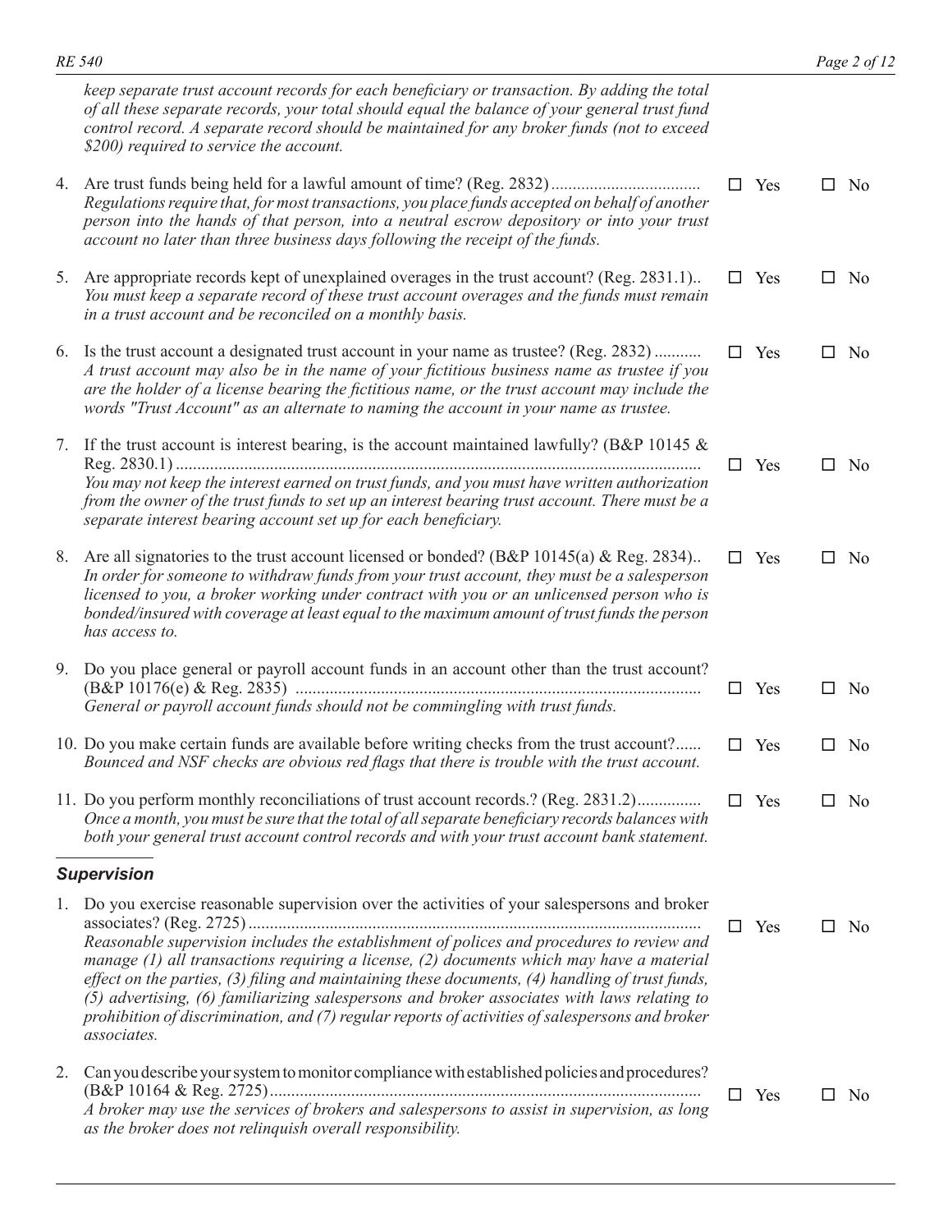*keep separate trust account records for each beneficiary or transaction. By adding the total of all these separate records, your total should equal the balance of your general trust fund control record. A separate record should be maintained for any broker funds (not to exceed $200) required to service the account.*

4. Are trust funds being held for a lawful amount of time? (Reg. 2832) .................................. ☐ Yes ☐ No
   *Regulations require that, for most transactions, you place funds accepted on behalf of another person into the hands of that person, into a neutral escrow depository or into your trust account no later than three business days following the receipt of the funds.*

5. Are appropriate records kept of unexplained overages in the trust account? (Reg. 2831.1).. ☐ Yes ☐ No
   *You must keep a separate record of these trust account overages and the funds must remain in a trust account and be reconciled on a monthly basis.*

6. Is the trust account a designated trust account in your name as trustee? (Reg. 2832) ........... ☐ Yes ☐ No
   *A trust account may also be in the name of your fictitious business name as trustee if you are the holder of a license bearing the fictitious name, or the trust account may include the words "Trust Account" as an alternate to naming the account in your name as trustee.*

7. If the trust account is interest bearing, is the account maintained lawfully? (B&P 10145 & Reg. 2830.1) .......................................................................................................... ☐ Yes ☐ No
   *You may not keep the interest earned on trust funds, and you must have written authorization from the owner of the trust funds to set up an interest bearing trust account. There must be a separate interest bearing account set up for each beneficiary.*

8. Are all signatories to the trust account licensed or bonded? (B&P 10145(a) & Reg. 2834).. ☐ Yes ☐ No
   *In order for someone to withdraw funds from your trust account, they must be a salesperson licensed to you, a broker working under contract with you or an unlicensed person who is bonded/insured with coverage at least equal to the maximum amount of trust funds the person has access to.*

9. Do you place general or payroll account funds in an account other than the trust account? (B&P 10176(e) & Reg. 2835) ............................................................................................ ☐ Yes ☐ No
   *General or payroll account funds should not be commingling with trust funds.*

10. Do you make certain funds are available before writing checks from the trust account?...... ☐ Yes ☐ No
    *Bounced and NSF checks are obvious red flags that there is trouble with the trust account.*

11. Do you perform monthly reconciliations of trust account records.? (Reg. 2831.2).............. ☐ Yes ☐ No
    *Once a month, you must be sure that the total of all separate beneficiary records balances with both your general trust account control records and with your trust account bank statement.*

### *Supervision*

1. Do you exercise reasonable supervision over the activities of your salespersons and broker associates? (Reg. 2725) ......................................................................................................... ☐ Yes ☐ No
   *Reasonable supervision includes the establishment of polices and procedures to review and manage (1) all transactions requiring a license, (2) documents which may have a material effect on the parties, (3) filing and maintaining these documents, (4) handling of trust funds, (5) advertising, (6) familiarizing salespersons and broker associates with laws relating to prohibition of discrimination, and (7) regular reports of activities of salespersons and broker associates.*

2. Can you describe your system to monitor compliance with established policies and procedures? (B&P 10164 & Reg. 2725).................................................................................................... ☐ Yes ☐ No
   *A broker may use the services of brokers and salespersons to assist in supervision, as long as the broker does not relinquish overall responsibility.*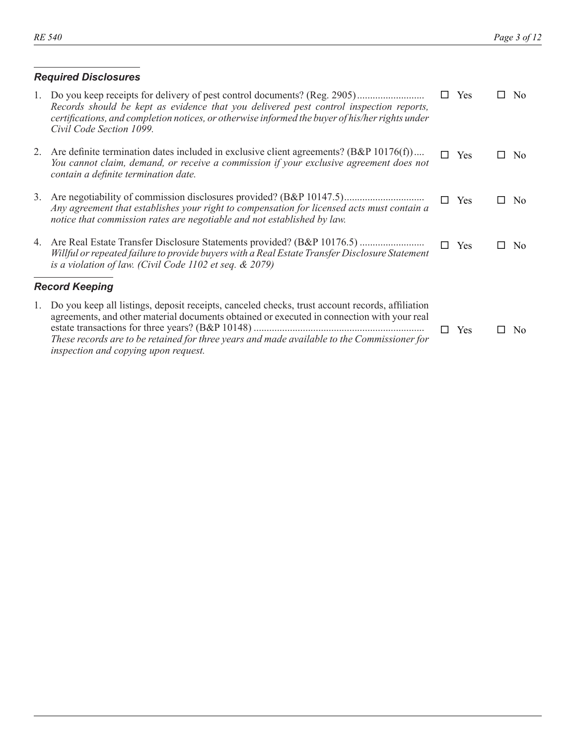### *Required Disclosures*

1. Do you keep receipts for delivery of pest control documents? (Reg. 2905) .......................... ☐ Yes ☐ No
   *Records should be kept as evidence that you delivered pest control inspection reports, certifications, and completion notices, or otherwise informed the buyer of his/her rights under Civil Code Section 1099.*

2. Are definite termination dates included in exclusive client agreements? (B&P 10176(f)) .... ☐ Yes ☐ No
   *You cannot claim, demand, or receive a commission if your exclusive agreement does not contain a definite termination date.*

3. Are negotiability of commission disclosures provided? (B&P 10147.5) ............................... ☐ Yes ☐ No
   *Any agreement that establishes your right to compensation for licensed acts must contain a notice that commission rates are negotiable and not established by law.*

4. Are Real Estate Transfer Disclosure Statements provided? (B&P 10176.5) ......................... ☐ Yes ☐ No
   *Willful or repeated failure to provide buyers with a Real Estate Transfer Disclosure Statement is a violation of law. (Civil Code 1102 et seq. & 2079)*

### *Record Keeping*

1. Do you keep all listings, deposit receipts, canceled checks, trust account records, affiliation agreements, and other material documents obtained or executed in connection with your real estate transactions for three years? (B&P 10148) ................................................................. ☐ Yes ☐ No
   *These records are to be retained for three years and made available to the Commissioner for inspection and copying upon request.*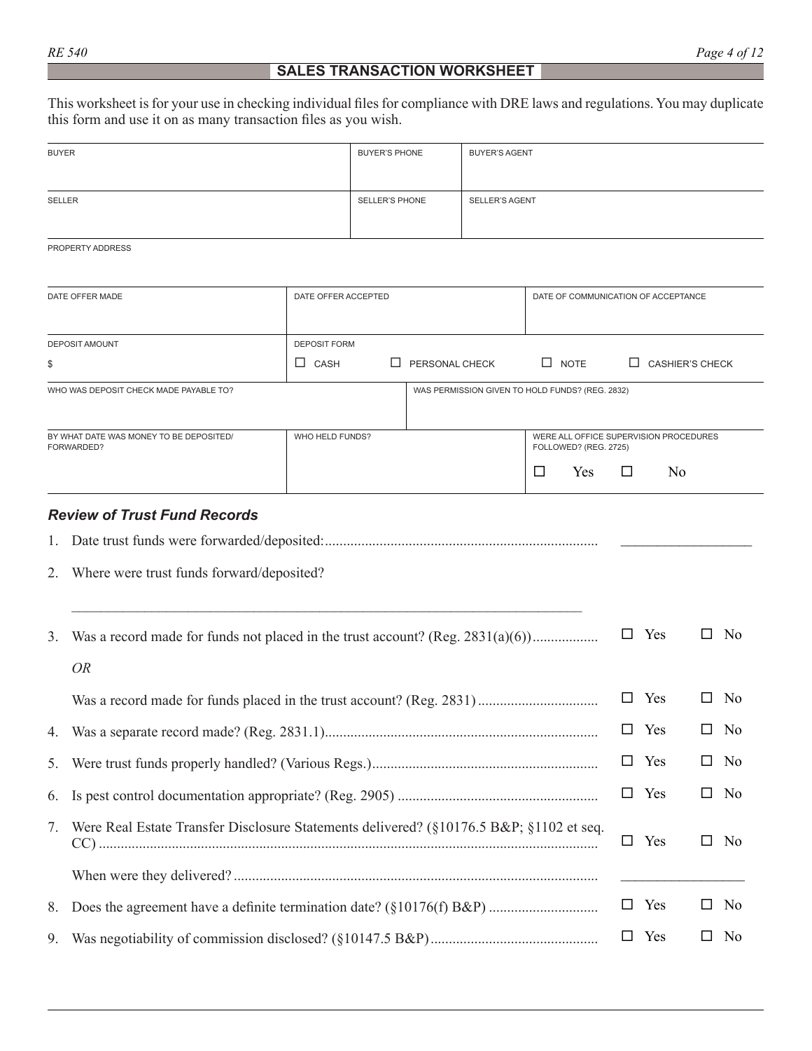## SALES TRANSACTION WORKSHEET

This worksheet is for your use in checking individual files for compliance with DRE laws and regulations. You may duplicate this form and use it on as many transaction files as you wish.

| BUYER | BUYER'S PHONE | BUYER'S AGENT |
|---|---|---|
| | | |
| **SELLER** | **SELLER'S PHONE** | **SELLER'S AGENT** |
| | | |

PROPERTY ADDRESS

| DATE OFFER MADE | DATE OFFER ACCEPTED | DATE OF COMMUNICATION OF ACCEPTANCE |
|---|---|---|
| | | |

| DEPOSIT AMOUNT | DEPOSIT FORM |
|---|---|
| $ | ☐ CASH ☐ PERSONAL CHECK ☐ NOTE ☐ CASHIER'S CHECK |

| WHO WAS DEPOSIT CHECK MADE PAYABLE TO? | WAS PERMISSION GIVEN TO HOLD FUNDS? (REG. 2832) |
|---|---|
| | |

| BY WHAT DATE WAS MONEY TO BE DEPOSITED/ FORWARDED? | WHO HELD FUNDS? | WERE ALL OFFICE SUPERVISION PROCEDURES FOLLOWED? (REG. 2725) |
|---|---|---|
| | | ☐ Yes ☐ No |

### *Review of Trust Fund Records*

1. Date trust funds were forwarded/deposited: .......... __________________

2. Where were trust funds forward/deposited?

   ______________________________________________________________________

3. Was a record made for funds not placed in the trust account? (Reg. 2831(a)(6)) .......... ☐ Yes ☐ No

   *OR*

   Was a record made for funds placed in the trust account? (Reg. 2831) .......... ☐ Yes ☐ No

4. Was a separate record made? (Reg. 2831.1) .......... ☐ Yes ☐ No

5. Were trust funds properly handled? (Various Regs.) .......... ☐ Yes ☐ No

6. Is pest control documentation appropriate? (Reg. 2905) .......... ☐ Yes ☐ No

7. Were Real Estate Transfer Disclosure Statements delivered? (§10176.5 B&P; §1102 et seq. CC) .......... ☐ Yes ☐ No

   When were they delivered? .......... __________________

8. Does the agreement have a definite termination date? (§10176(f) B&P) .......... ☐ Yes ☐ No

9. Was negotiability of commission disclosed? (§10147.5 B&P) .......... ☐ Yes ☐ No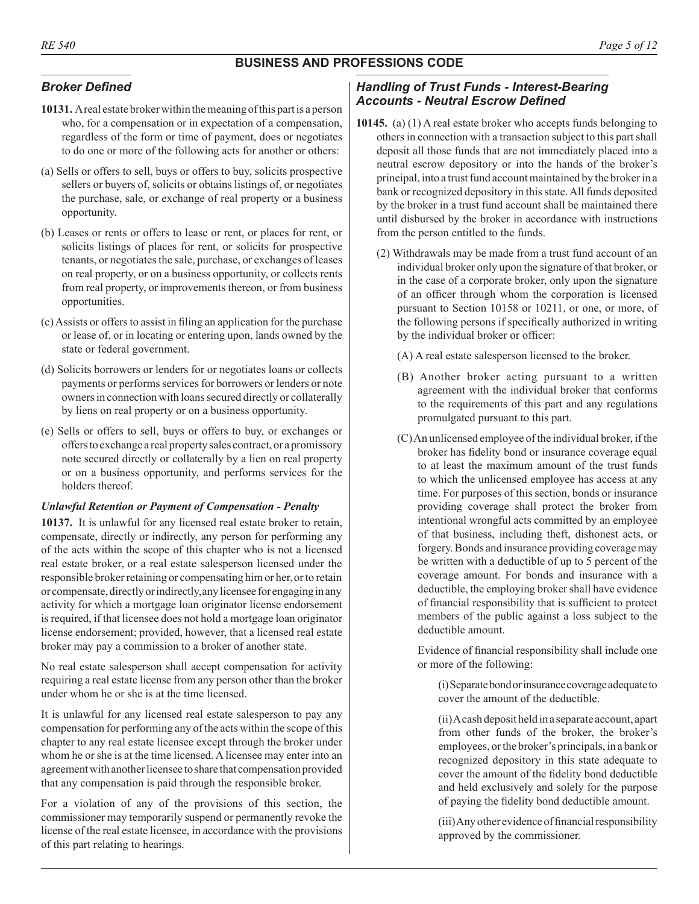## BUSINESS AND PROFESSIONS CODE

### *Broker Defined*

**10131.** A real estate broker within the meaning of this part is a person who, for a compensation or in expectation of a compensation, regardless of the form or time of payment, does or negotiates to do one or more of the following acts for another or others:

(a) Sells or offers to sell, buys or offers to buy, solicits prospective sellers or buyers of, solicits or obtains listings of, or negotiates the purchase, sale, or exchange of real property or a business opportunity.

(b) Leases or rents or offers to lease or rent, or places for rent, or solicits listings of places for rent, or solicits for prospective tenants, or negotiates the sale, purchase, or exchanges of leases on real property, or on a business opportunity, or collects rents from real property, or improvements thereon, or from business opportunities.

(c) Assists or offers to assist in filing an application for the purchase or lease of, or in locating or entering upon, lands owned by the state or federal government.

(d) Solicits borrowers or lenders for or negotiates loans or collects payments or performs services for borrowers or lenders or note owners in connection with loans secured directly or collaterally by liens on real property or on a business opportunity.

(e) Sells or offers to sell, buys or offers to buy, or exchanges or offers to exchange a real property sales contract, or a promissory note secured directly or collaterally by a lien on real property or on a business opportunity, and performs services for the holders thereof.

#### *Unlawful Retention or Payment of Compensation - Penalty*

**10137.** It is unlawful for any licensed real estate broker to retain, compensate, directly or indirectly, any person for performing any of the acts within the scope of this chapter who is not a licensed real estate broker, or a real estate salesperson licensed under the responsible broker retaining or compensating him or her, or to retain or compensate, directly or indirectly, any licensee for engaging in any activity for which a mortgage loan originator license endorsement is required, if that licensee does not hold a mortgage loan originator license endorsement; provided, however, that a licensed real estate broker may pay a commission to a broker of another state.

No real estate salesperson shall accept compensation for activity requiring a real estate license from any person other than the broker under whom he or she is at the time licensed.

It is unlawful for any licensed real estate salesperson to pay any compensation for performing any of the acts within the scope of this chapter to any real estate licensee except through the broker under whom he or she is at the time licensed. A licensee may enter into an agreement with another licensee to share that compensation provided that any compensation is paid through the responsible broker.

For a violation of any of the provisions of this section, the commissioner may temporarily suspend or permanently revoke the license of the real estate licensee, in accordance with the provisions of this part relating to hearings.

### *Handling of Trust Funds - Interest-Bearing Accounts - Neutral Escrow Defined*

**10145.** (a) (1) A real estate broker who accepts funds belonging to others in connection with a transaction subject to this part shall deposit all those funds that are not immediately placed into a neutral escrow depository or into the hands of the broker's principal, into a trust fund account maintained by the broker in a bank or recognized depository in this state. All funds deposited by the broker in a trust fund account shall be maintained there until disbursed by the broker in accordance with instructions from the person entitled to the funds.

(2) Withdrawals may be made from a trust fund account of an individual broker only upon the signature of that broker, or in the case of a corporate broker, only upon the signature of an officer through whom the corporation is licensed pursuant to Section 10158 or 10211, or one, or more, of the following persons if specifically authorized in writing by the individual broker or officer:

(A) A real estate salesperson licensed to the broker.

(B) Another broker acting pursuant to a written agreement with the individual broker that conforms to the requirements of this part and any regulations promulgated pursuant to this part.

(C) An unlicensed employee of the individual broker, if the broker has fidelity bond or insurance coverage equal to at least the maximum amount of the trust funds to which the unlicensed employee has access at any time. For purposes of this section, bonds or insurance providing coverage shall protect the broker from intentional wrongful acts committed by an employee of that business, including theft, dishonest acts, or forgery. Bonds and insurance providing coverage may be written with a deductible of up to 5 percent of the coverage amount. For bonds and insurance with a deductible, the employing broker shall have evidence of financial responsibility that is sufficient to protect members of the public against a loss subject to the deductible amount.

Evidence of financial responsibility shall include one or more of the following:

(i) Separate bond or insurance coverage adequate to cover the amount of the deductible.

(ii) A cash deposit held in a separate account, apart from other funds of the broker, the broker's employees, or the broker's principals, in a bank or recognized depository in this state adequate to cover the amount of the fidelity bond deductible and held exclusively and solely for the purpose of paying the fidelity bond deductible amount.

(iii) Any other evidence of financial responsibility approved by the commissioner.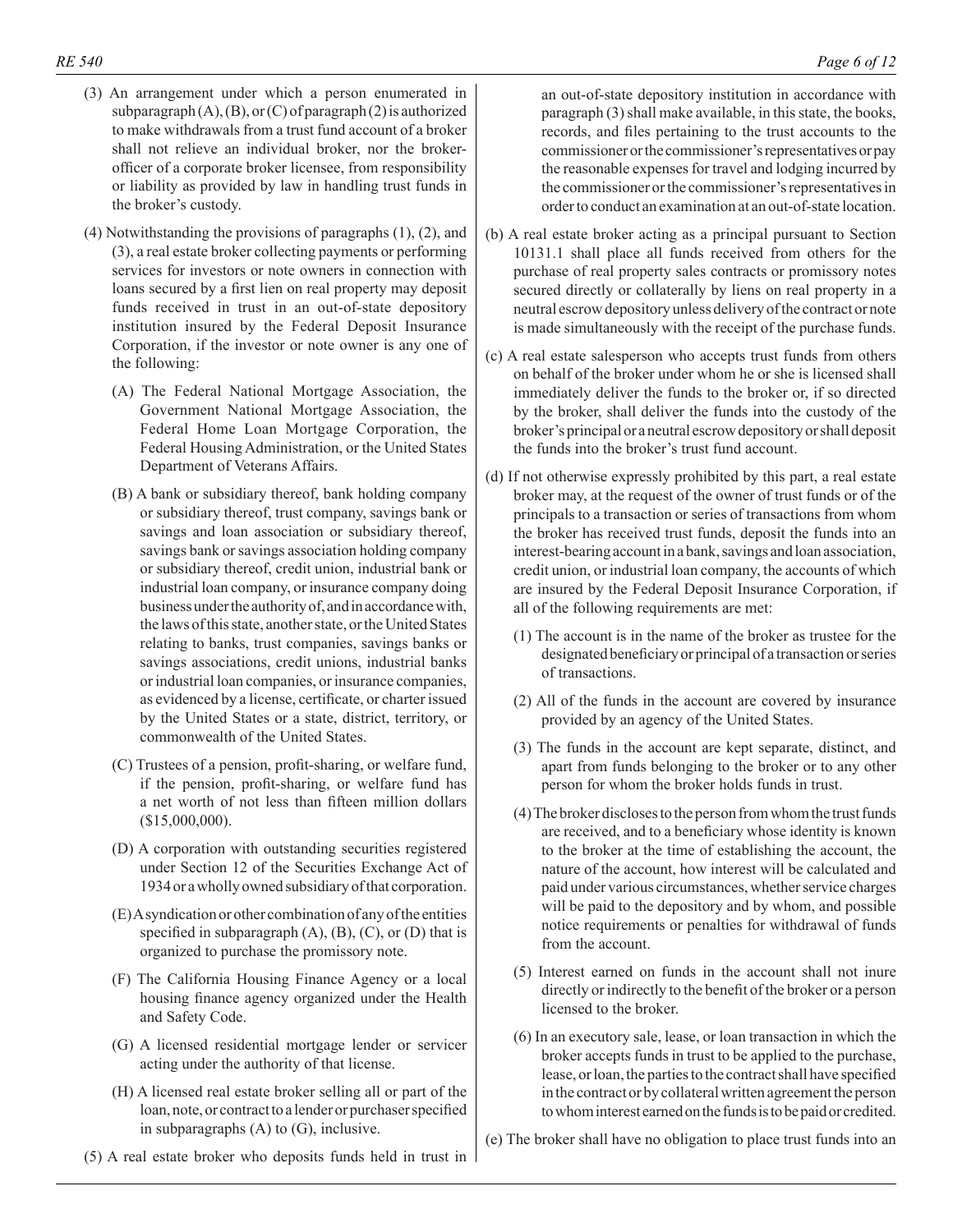(3) An arrangement under which a person enumerated in subparagraph (A), (B), or (C) of paragraph (2) is authorized to make withdrawals from a trust fund account of a broker shall not relieve an individual broker, nor the broker-officer of a corporate broker licensee, from responsibility or liability as provided by law in handling trust funds in the broker's custody.

(4) Notwithstanding the provisions of paragraphs (1), (2), and (3), a real estate broker collecting payments or performing services for investors or note owners in connection with loans secured by a first lien on real property may deposit funds received in trust in an out-of-state depository institution insured by the Federal Deposit Insurance Corporation, if the investor or note owner is any one of the following:

(A) The Federal National Mortgage Association, the Government National Mortgage Association, the Federal Home Loan Mortgage Corporation, the Federal Housing Administration, or the United States Department of Veterans Affairs.

(B) A bank or subsidiary thereof, bank holding company or subsidiary thereof, trust company, savings bank or savings and loan association or subsidiary thereof, savings bank or savings association holding company or subsidiary thereof, credit union, industrial bank or industrial loan company, or insurance company doing business under the authority of, and in accordance with, the laws of this state, another state, or the United States relating to banks, trust companies, savings banks or savings associations, credit unions, industrial banks or industrial loan companies, or insurance companies, as evidenced by a license, certificate, or charter issued by the United States or a state, district, territory, or commonwealth of the United States.

(C) Trustees of a pension, profit-sharing, or welfare fund, if the pension, profit-sharing, or welfare fund has a net worth of not less than fifteen million dollars ($15,000,000).

(D) A corporation with outstanding securities registered under Section 12 of the Securities Exchange Act of 1934 or a wholly owned subsidiary of that corporation.

(E) A syndication or other combination of any of the entities specified in subparagraph (A), (B), (C), or (D) that is organized to purchase the promissory note.

(F) The California Housing Finance Agency or a local housing finance agency organized under the Health and Safety Code.

(G) A licensed residential mortgage lender or servicer acting under the authority of that license.

(H) A licensed real estate broker selling all or part of the loan, note, or contract to a lender or purchaser specified in subparagraphs (A) to (G), inclusive.

(5) A real estate broker who deposits funds held in trust in an out-of-state depository institution in accordance with paragraph (3) shall make available, in this state, the books, records, and files pertaining to the trust accounts to the commissioner or the commissioner's representatives or pay the reasonable expenses for travel and lodging incurred by the commissioner or the commissioner's representatives in order to conduct an examination at an out-of-state location.

(b) A real estate broker acting as a principal pursuant to Section 10131.1 shall place all funds received from others for the purchase of real property sales contracts or promissory notes secured directly or collaterally by liens on real property in a neutral escrow depository unless delivery of the contract or note is made simultaneously with the receipt of the purchase funds.

(c) A real estate salesperson who accepts trust funds from others on behalf of the broker under whom he or she is licensed shall immediately deliver the funds to the broker or, if so directed by the broker, shall deliver the funds into the custody of the broker's principal or a neutral escrow depository or shall deposit the funds into the broker's trust fund account.

(d) If not otherwise expressly prohibited by this part, a real estate broker may, at the request of the owner of trust funds or of the principals to a transaction or series of transactions from whom the broker has received trust funds, deposit the funds into an interest-bearing account in a bank, savings and loan association, credit union, or industrial loan company, the accounts of which are insured by the Federal Deposit Insurance Corporation, if all of the following requirements are met:

(1) The account is in the name of the broker as trustee for the designated beneficiary or principal of a transaction or series of transactions.

(2) All of the funds in the account are covered by insurance provided by an agency of the United States.

(3) The funds in the account are kept separate, distinct, and apart from funds belonging to the broker or to any other person for whom the broker holds funds in trust.

(4) The broker discloses to the person from whom the trust funds are received, and to a beneficiary whose identity is known to the broker at the time of establishing the account, the nature of the account, how interest will be calculated and paid under various circumstances, whether service charges will be paid to the depository and by whom, and possible notice requirements or penalties for withdrawal of funds from the account.

(5) Interest earned on funds in the account shall not inure directly or indirectly to the benefit of the broker or a person licensed to the broker.

(6) In an executory sale, lease, or loan transaction in which the broker accepts funds in trust to be applied to the purchase, lease, or loan, the parties to the contract shall have specified in the contract or by collateral written agreement the person to whom interest earned on the funds is to be paid or credited.

(e) The broker shall have no obligation to place trust funds into an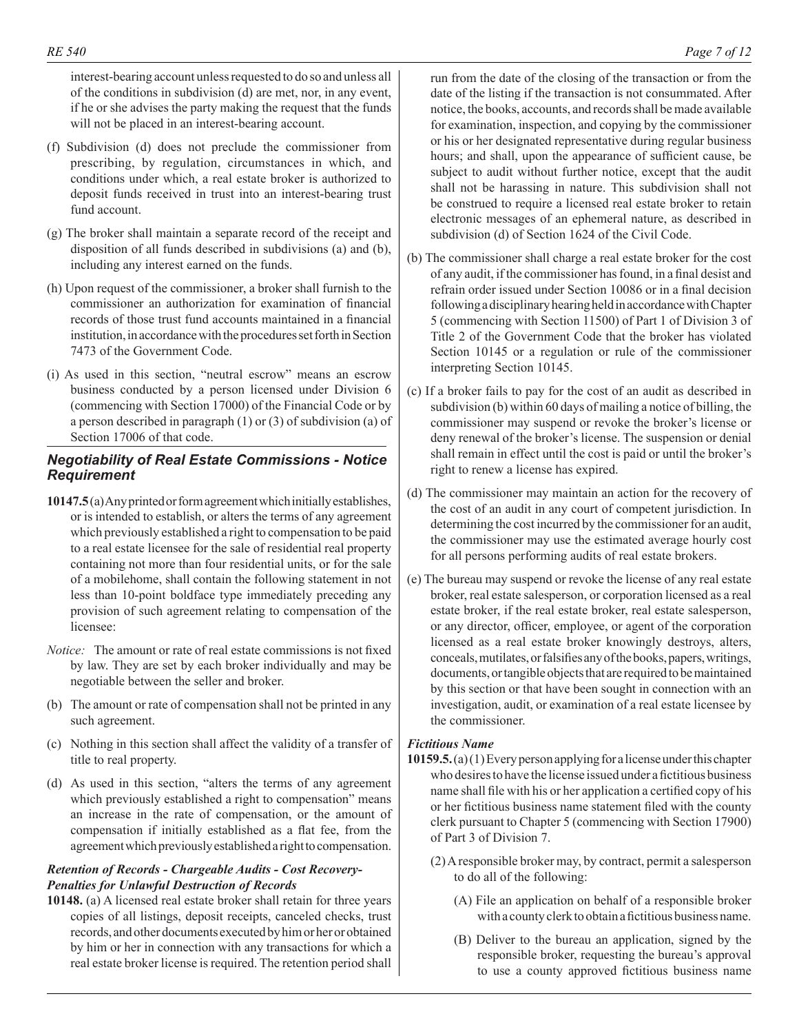interest-bearing account unless requested to do so and unless all of the conditions in subdivision (d) are met, nor, in any event, if he or she advises the party making the request that the funds will not be placed in an interest-bearing account.

(f) Subdivision (d) does not preclude the commissioner from prescribing, by regulation, circumstances in which, and conditions under which, a real estate broker is authorized to deposit funds received in trust into an interest-bearing trust fund account.

(g) The broker shall maintain a separate record of the receipt and disposition of all funds described in subdivisions (a) and (b), including any interest earned on the funds.

(h) Upon request of the commissioner, a broker shall furnish to the commissioner an authorization for examination of financial records of those trust fund accounts maintained in a financial institution, in accordance with the procedures set forth in Section 7473 of the Government Code.

(i) As used in this section, "neutral escrow" means an escrow business conducted by a person licensed under Division 6 (commencing with Section 17000) of the Financial Code or by a person described in paragraph (1) or (3) of subdivision (a) of Section 17006 of that code.

### *Negotiability of Real Estate Commissions - Notice Requirement*

**10147.5** (a) Any printed or form agreement which initially establishes, or is intended to establish, or alters the terms of any agreement which previously established a right to compensation to be paid to a real estate licensee for the sale of residential real property containing not more than four residential units, or for the sale of a mobilehome, shall contain the following statement in not less than 10-point boldface type immediately preceding any provision of such agreement relating to compensation of the licensee:

*Notice:* The amount or rate of real estate commissions is not fixed by law. They are set by each broker individually and may be negotiable between the seller and broker.

(b) The amount or rate of compensation shall not be printed in any such agreement.

(c) Nothing in this section shall affect the validity of a transfer of title to real property.

(d) As used in this section, "alters the terms of any agreement which previously established a right to compensation" means an increase in the rate of compensation, or the amount of compensation if initially established as a flat fee, from the agreement which previously established a right to compensation.

### *Retention of Records - Chargeable Audits - Cost Recovery-Penalties for Unlawful Destruction of Records*

**10148.** (a) A licensed real estate broker shall retain for three years copies of all listings, deposit receipts, canceled checks, trust records, and other documents executed by him or her or obtained by him or her in connection with any transactions for which a real estate broker license is required. The retention period shall run from the date of the closing of the transaction or from the date of the listing if the transaction is not consummated. After notice, the books, accounts, and records shall be made available for examination, inspection, and copying by the commissioner or his or her designated representative during regular business hours; and shall, upon the appearance of sufficient cause, be subject to audit without further notice, except that the audit shall not be harassing in nature. This subdivision shall not be construed to require a licensed real estate broker to retain electronic messages of an ephemeral nature, as described in subdivision (d) of Section 1624 of the Civil Code.

(b) The commissioner shall charge a real estate broker for the cost of any audit, if the commissioner has found, in a final desist and refrain order issued under Section 10086 or in a final decision following a disciplinary hearing held in accordance with Chapter 5 (commencing with Section 11500) of Part 1 of Division 3 of Title 2 of the Government Code that the broker has violated Section 10145 or a regulation or rule of the commissioner interpreting Section 10145.

(c) If a broker fails to pay for the cost of an audit as described in subdivision (b) within 60 days of mailing a notice of billing, the commissioner may suspend or revoke the broker's license or deny renewal of the broker's license. The suspension or denial shall remain in effect until the cost is paid or until the broker's right to renew a license has expired.

(d) The commissioner may maintain an action for the recovery of the cost of an audit in any court of competent jurisdiction. In determining the cost incurred by the commissioner for an audit, the commissioner may use the estimated average hourly cost for all persons performing audits of real estate brokers.

(e) The bureau may suspend or revoke the license of any real estate broker, real estate salesperson, or corporation licensed as a real estate broker, if the real estate broker, real estate salesperson, or any director, officer, employee, or agent of the corporation licensed as a real estate broker knowingly destroys, alters, conceals, mutilates, or falsifies any of the books, papers, writings, documents, or tangible objects that are required to be maintained by this section or that have been sought in connection with an investigation, audit, or examination of a real estate licensee by the commissioner.

### *Fictitious Name*

**10159.5.** (a) (1) Every person applying for a license under this chapter who desires to have the license issued under a fictitious business name shall file with his or her application a certified copy of his or her fictitious business name statement filed with the county clerk pursuant to Chapter 5 (commencing with Section 17900) of Part 3 of Division 7.

(2) A responsible broker may, by contract, permit a salesperson to do all of the following:

(A) File an application on behalf of a responsible broker with a county clerk to obtain a fictitious business name.

(B) Deliver to the bureau an application, signed by the responsible broker, requesting the bureau's approval to use a county approved fictitious business name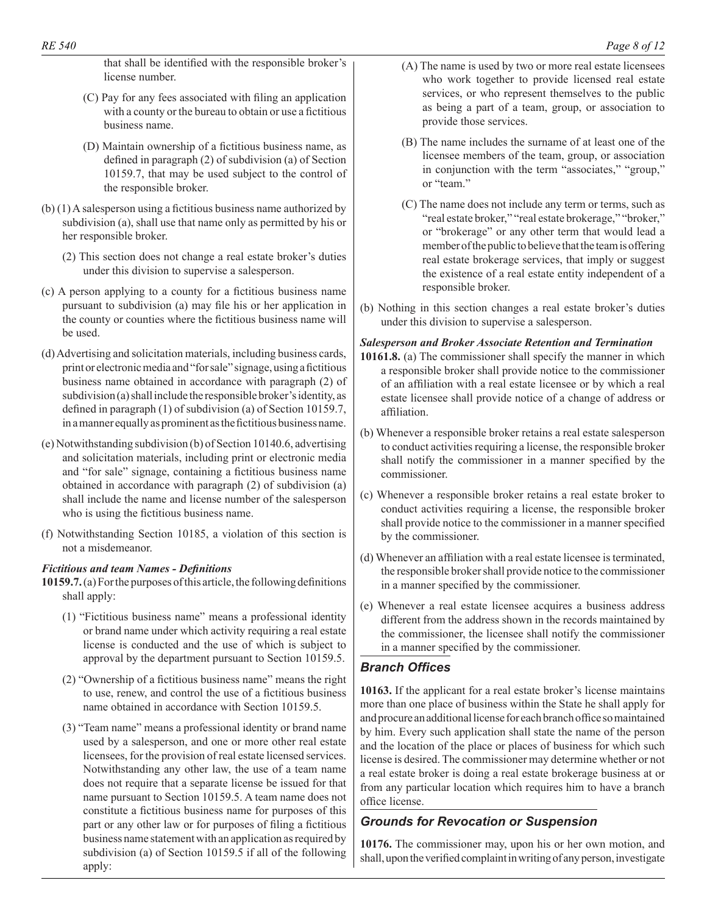that shall be identified with the responsible broker's license number.

(C) Pay for any fees associated with filing an application with a county or the bureau to obtain or use a fictitious business name.

(D) Maintain ownership of a fictitious business name, as defined in paragraph (2) of subdivision (a) of Section 10159.7, that may be used subject to the control of the responsible broker.

(b) (1) A salesperson using a fictitious business name authorized by subdivision (a), shall use that name only as permitted by his or her responsible broker.

(2) This section does not change a real estate broker's duties under this division to supervise a salesperson.

(c) A person applying to a county for a fictitious business name pursuant to subdivision (a) may file his or her application in the county or counties where the fictitious business name will be used.

(d) Advertising and solicitation materials, including business cards, print or electronic media and "for sale" signage, using a fictitious business name obtained in accordance with paragraph (2) of subdivision (a) shall include the responsible broker's identity, as defined in paragraph (1) of subdivision (a) of Section 10159.7, in a manner equally as prominent as the fictitious business name.

(e) Notwithstanding subdivision (b) of Section 10140.6, advertising and solicitation materials, including print or electronic media and "for sale" signage, containing a fictitious business name obtained in accordance with paragraph (2) of subdivision (a) shall include the name and license number of the salesperson who is using the fictitious business name.

(f) Notwithstanding Section 10185, a violation of this section is not a misdemeanor.

***Fictitious and team Names - Definitions***

**10159.7.** (a) For the purposes of this article, the following definitions shall apply:

(1) "Fictitious business name" means a professional identity or brand name under which activity requiring a real estate license is conducted and the use of which is subject to approval by the department pursuant to Section 10159.5.

(2) "Ownership of a fictitious business name" means the right to use, renew, and control the use of a fictitious business name obtained in accordance with Section 10159.5.

(3) "Team name" means a professional identity or brand name used by a salesperson, and one or more other real estate licensees, for the provision of real estate licensed services. Notwithstanding any other law, the use of a team name does not require that a separate license be issued for that name pursuant to Section 10159.5. A team name does not constitute a fictitious business name for purposes of this part or any other law or for purposes of filing a fictitious business name statement with an application as required by subdivision (a) of Section 10159.5 if all of the following apply:

(A) The name is used by two or more real estate licensees who work together to provide licensed real estate services, or who represent themselves to the public as being a part of a team, group, or association to provide those services.

(B) The name includes the surname of at least one of the licensee members of the team, group, or association in conjunction with the term "associates," "group," or "team."

(C) The name does not include any term or terms, such as "real estate broker," "real estate brokerage," "broker," or "brokerage" or any other term that would lead a member of the public to believe that the team is offering real estate brokerage services, that imply or suggest the existence of a real estate entity independent of a responsible broker.

(b) Nothing in this section changes a real estate broker's duties under this division to supervise a salesperson.

***Salesperson and Broker Associate Retention and Termination***

**10161.8.** (a) The commissioner shall specify the manner in which a responsible broker shall provide notice to the commissioner of an affiliation with a real estate licensee or by which a real estate licensee shall provide notice of a change of address or affiliation.

(b) Whenever a responsible broker retains a real estate salesperson to conduct activities requiring a license, the responsible broker shall notify the commissioner in a manner specified by the commissioner.

(c) Whenever a responsible broker retains a real estate broker to conduct activities requiring a license, the responsible broker shall provide notice to the commissioner in a manner specified by the commissioner.

(d) Whenever an affiliation with a real estate licensee is terminated, the responsible broker shall provide notice to the commissioner in a manner specified by the commissioner.

(e) Whenever a real estate licensee acquires a business address different from the address shown in the records maintained by the commissioner, the licensee shall notify the commissioner in a manner specified by the commissioner.

## *Branch Offices*

**10163.** If the applicant for a real estate broker's license maintains more than one place of business within the State he shall apply for and procure an additional license for each branch office so maintained by him. Every such application shall state the name of the person and the location of the place or places of business for which such license is desired. The commissioner may determine whether or not a real estate broker is doing a real estate brokerage business at or from any particular location which requires him to have a branch office license.

## *Grounds for Revocation or Suspension*

**10176.** The commissioner may, upon his or her own motion, and shall, upon the verified complaint in writing of any person, investigate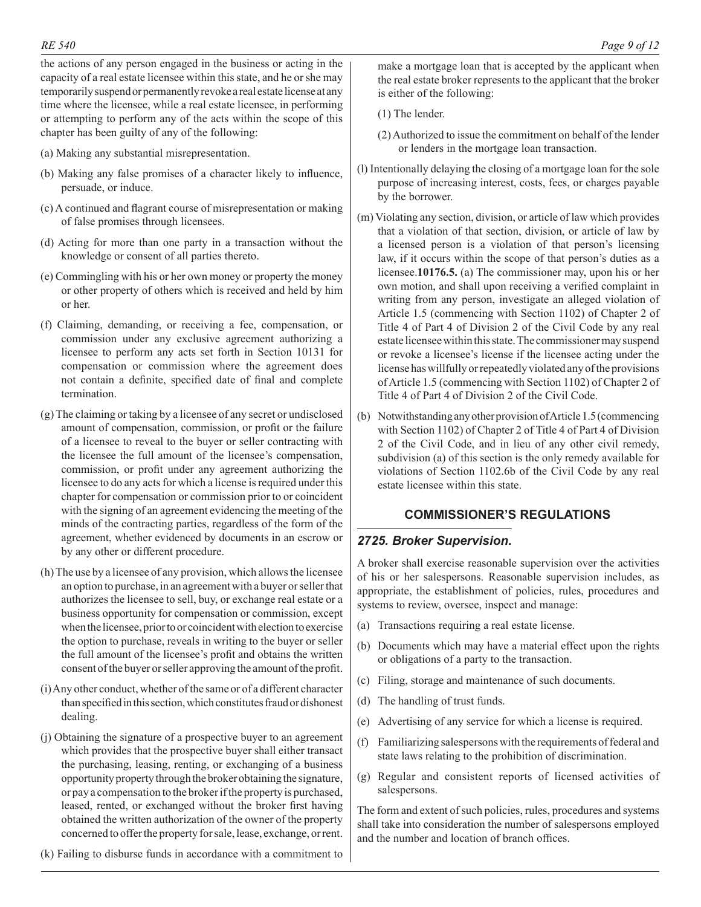the actions of any person engaged in the business or acting in the capacity of a real estate licensee within this state, and he or she may temporarily suspend or permanently revoke a real estate license at any time where the licensee, while a real estate licensee, in performing or attempting to perform any of the acts within the scope of this chapter has been guilty of any of the following:

(a) Making any substantial misrepresentation.

(b) Making any false promises of a character likely to influence, persuade, or induce.

(c) A continued and flagrant course of misrepresentation or making of false promises through licensees.

(d) Acting for more than one party in a transaction without the knowledge or consent of all parties thereto.

(e) Commingling with his or her own money or property the money or other property of others which is received and held by him or her.

(f) Claiming, demanding, or receiving a fee, compensation, or commission under any exclusive agreement authorizing a licensee to perform any acts set forth in Section 10131 for compensation or commission where the agreement does not contain a definite, specified date of final and complete termination.

(g) The claiming or taking by a licensee of any secret or undisclosed amount of compensation, commission, or profit or the failure of a licensee to reveal to the buyer or seller contracting with the licensee the full amount of the licensee's compensation, commission, or profit under any agreement authorizing the licensee to do any acts for which a license is required under this chapter for compensation or commission prior to or coincident with the signing of an agreement evidencing the meeting of the minds of the contracting parties, regardless of the form of the agreement, whether evidenced by documents in an escrow or by any other or different procedure.

(h) The use by a licensee of any provision, which allows the licensee an option to purchase, in an agreement with a buyer or seller that authorizes the licensee to sell, buy, or exchange real estate or a business opportunity for compensation or commission, except when the licensee, prior to or coincident with election to exercise the option to purchase, reveals in writing to the buyer or seller the full amount of the licensee's profit and obtains the written consent of the buyer or seller approving the amount of the profit.

(i) Any other conduct, whether of the same or of a different character than specified in this section, which constitutes fraud or dishonest dealing.

(j) Obtaining the signature of a prospective buyer to an agreement which provides that the prospective buyer shall either transact the purchasing, leasing, renting, or exchanging of a business opportunity property through the broker obtaining the signature, or pay a compensation to the broker if the property is purchased, leased, rented, or exchanged without the broker first having obtained the written authorization of the owner of the property concerned to offer the property for sale, lease, exchange, or rent.

(k) Failing to disburse funds in accordance with a commitment to make a mortgage loan that is accepted by the applicant when the real estate broker represents to the applicant that the broker is either of the following:

(1) The lender.

(2) Authorized to issue the commitment on behalf of the lender or lenders in the mortgage loan transaction.

(l) Intentionally delaying the closing of a mortgage loan for the sole purpose of increasing interest, costs, fees, or charges payable by the borrower.

(m) Violating any section, division, or article of law which provides that a violation of that section, division, or article of law by a licensed person is a violation of that person's licensing law, if it occurs within the scope of that person's duties as a licensee.**10176.5.** (a) The commissioner may, upon his or her own motion, and shall upon receiving a verified complaint in writing from any person, investigate an alleged violation of Article 1.5 (commencing with Section 1102) of Chapter 2 of Title 4 of Part 4 of Division 2 of the Civil Code by any real estate licensee within this state. The commissioner may suspend or revoke a licensee's license if the licensee acting under the license has willfully or repeatedly violated any of the provisions of Article 1.5 (commencing with Section 1102) of Chapter 2 of Title 4 of Part 4 of Division 2 of the Civil Code.

(b) Notwithstanding any other provision of Article 1.5 (commencing with Section 1102) of Chapter 2 of Title 4 of Part 4 of Division 2 of the Civil Code, and in lieu of any other civil remedy, subdivision (a) of this section is the only remedy available for violations of Section 1102.6b of the Civil Code by any real estate licensee within this state.

## COMMISSIONER'S REGULATIONS

### *2725. Broker Supervision.*

A broker shall exercise reasonable supervision over the activities of his or her salespersons. Reasonable supervision includes, as appropriate, the establishment of policies, rules, procedures and systems to review, oversee, inspect and manage:

(a) Transactions requiring a real estate license.

(b) Documents which may have a material effect upon the rights or obligations of a party to the transaction.

(c) Filing, storage and maintenance of such documents.

(d) The handling of trust funds.

(e) Advertising of any service for which a license is required.

(f) Familiarizing salespersons with the requirements of federal and state laws relating to the prohibition of discrimination.

(g) Regular and consistent reports of licensed activities of salespersons.

The form and extent of such policies, rules, procedures and systems shall take into consideration the number of salespersons employed and the number and location of branch offices.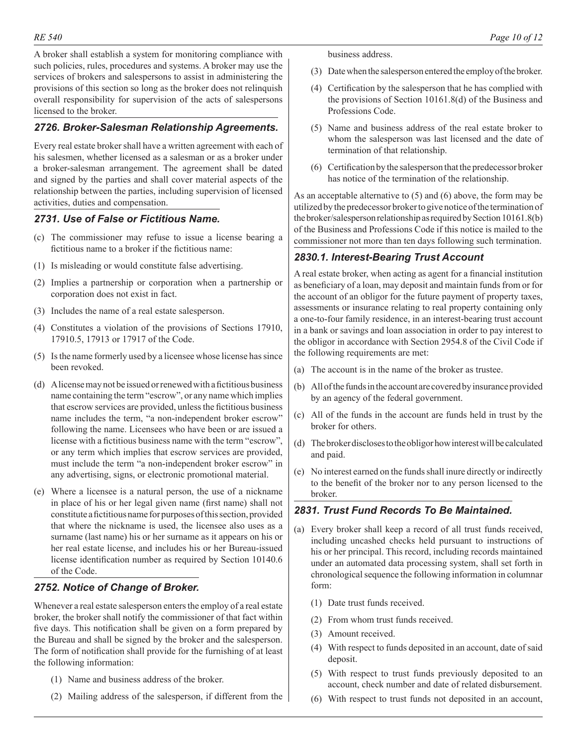A broker shall establish a system for monitoring compliance with such policies, rules, procedures and systems. A broker may use the services of brokers and salespersons to assist in administering the provisions of this section so long as the broker does not relinquish overall responsibility for supervision of the acts of salespersons licensed to the broker.

### *2726. Broker-Salesman Relationship Agreements.*

Every real estate broker shall have a written agreement with each of his salesmen, whether licensed as a salesman or as a broker under a broker-salesman arrangement. The agreement shall be dated and signed by the parties and shall cover material aspects of the relationship between the parties, including supervision of licensed activities, duties and compensation.

### *2731. Use of False or Fictitious Name.*

(c) The commissioner may refuse to issue a license bearing a fictitious name to a broker if the fictitious name:

(1) Is misleading or would constitute false advertising.

(2) Implies a partnership or corporation when a partnership or corporation does not exist in fact.

(3) Includes the name of a real estate salesperson.

(4) Constitutes a violation of the provisions of Sections 17910, 17910.5, 17913 or 17917 of the Code.

(5) Is the name formerly used by a licensee whose license has since been revoked.

(d) A license may not be issued or renewed with a fictitious business name containing the term "escrow", or any name which implies that escrow services are provided, unless the fictitious business name includes the term, "a non-independent broker escrow" following the name. Licensees who have been or are issued a license with a fictitious business name with the term "escrow", or any term which implies that escrow services are provided, must include the term "a non-independent broker escrow" in any advertising, signs, or electronic promotional material.

(e) Where a licensee is a natural person, the use of a nickname in place of his or her legal given name (first name) shall not constitute a fictitious name for purposes of this section, provided that where the nickname is used, the licensee also uses as a surname (last name) his or her surname as it appears on his or her real estate license, and includes his or her Bureau-issued license identification number as required by Section 10140.6 of the Code.

### *2752. Notice of Change of Broker.*

Whenever a real estate salesperson enters the employ of a real estate broker, the broker shall notify the commissioner of that fact within five days. This notification shall be given on a form prepared by the Bureau and shall be signed by the broker and the salesperson. The form of notification shall provide for the furnishing of at least the following information:

(1) Name and business address of the broker.

(2) Mailing address of the salesperson, if different from the business address.

(3) Date when the salesperson entered the employ of the broker.

(4) Certification by the salesperson that he has complied with the provisions of Section 10161.8(d) of the Business and Professions Code.

(5) Name and business address of the real estate broker to whom the salesperson was last licensed and the date of termination of that relationship.

(6) Certification by the salesperson that the predecessor broker has notice of the termination of the relationship.

As an acceptable alternative to (5) and (6) above, the form may be utilized by the predecessor broker to give notice of the termination of the broker/salesperson relationship as required by Section 10161.8(b) of the Business and Professions Code if this notice is mailed to the commissioner not more than ten days following such termination.

### *2830.1. Interest-Bearing Trust Account*

A real estate broker, when acting as agent for a financial institution as beneficiary of a loan, may deposit and maintain funds from or for the account of an obligor for the future payment of property taxes, assessments or insurance relating to real property containing only a one-to-four family residence, in an interest-bearing trust account in a bank or savings and loan association in order to pay interest to the obligor in accordance with Section 2954.8 of the Civil Code if the following requirements are met:

(a) The account is in the name of the broker as trustee.

(b) All of the funds in the account are covered by insurance provided by an agency of the federal government.

(c) All of the funds in the account are funds held in trust by the broker for others.

(d) The broker discloses to the obligor how interest will be calculated and paid.

(e) No interest earned on the funds shall inure directly or indirectly to the benefit of the broker nor to any person licensed to the broker.

### *2831. Trust Fund Records To Be Maintained.*

(a) Every broker shall keep a record of all trust funds received, including uncashed checks held pursuant to instructions of his or her principal. This record, including records maintained under an automated data processing system, shall set forth in chronological sequence the following information in columnar form:

   (1) Date trust funds received.

   (2) From whom trust funds received.

   (3) Amount received.

   (4) With respect to funds deposited in an account, date of said deposit.

   (5) With respect to trust funds previously deposited to an account, check number and date of related disbursement.

   (6) With respect to trust funds not deposited in an account,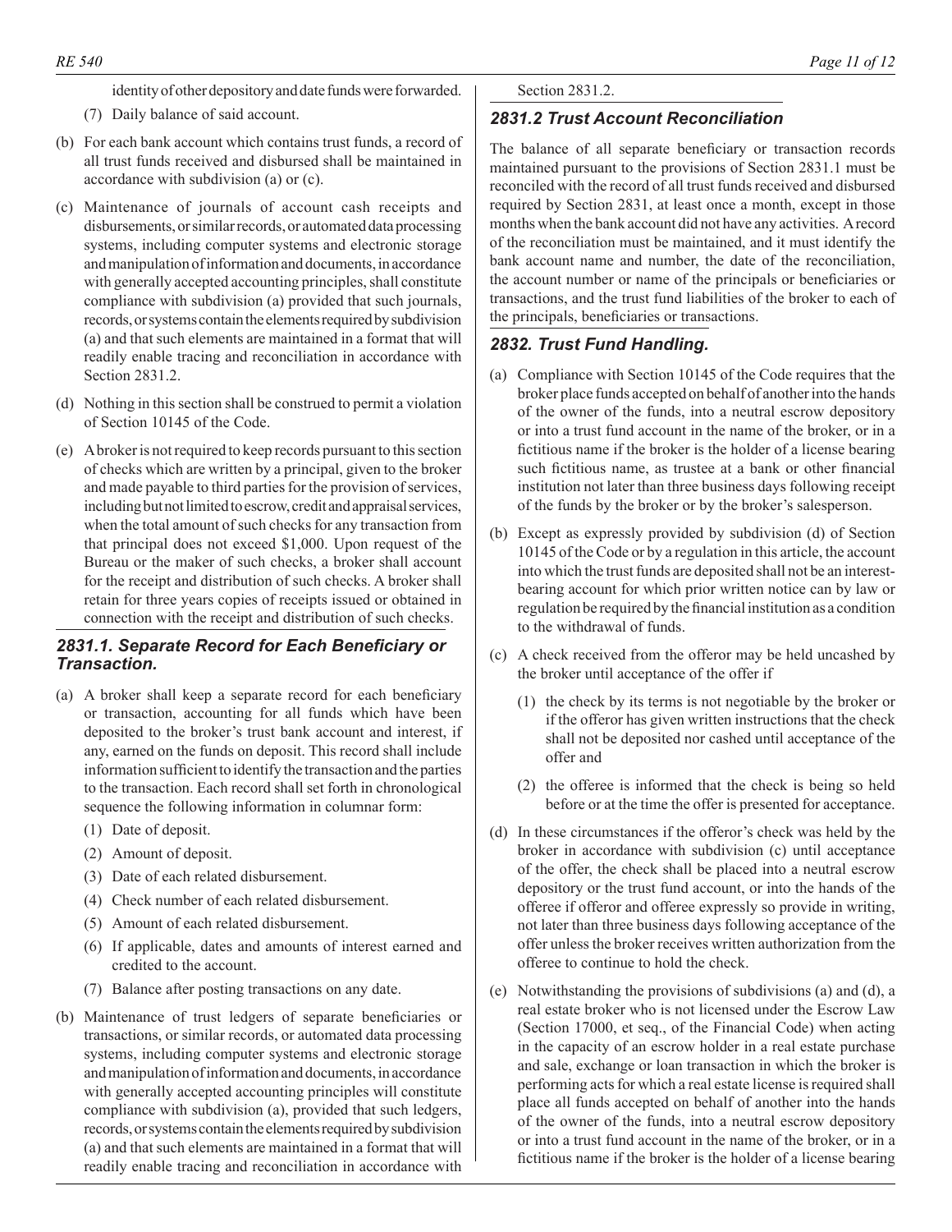identity of other depository and date funds were forwarded.

(7) Daily balance of said account.

(b) For each bank account which contains trust funds, a record of all trust funds received and disbursed shall be maintained in accordance with subdivision (a) or (c).

(c) Maintenance of journals of account cash receipts and disbursements, or similar records, or automated data processing systems, including computer systems and electronic storage and manipulation of information and documents, in accordance with generally accepted accounting principles, shall constitute compliance with subdivision (a) provided that such journals, records, or systems contain the elements required by subdivision (a) and that such elements are maintained in a format that will readily enable tracing and reconciliation in accordance with Section 2831.2.

(d) Nothing in this section shall be construed to permit a violation of Section 10145 of the Code.

(e) A broker is not required to keep records pursuant to this section of checks which are written by a principal, given to the broker and made payable to third parties for the provision of services, including but not limited to escrow, credit and appraisal services, when the total amount of such checks for any transaction from that principal does not exceed $1,000. Upon request of the Bureau or the maker of such checks, a broker shall account for the receipt and distribution of such checks. A broker shall retain for three years copies of receipts issued or obtained in connection with the receipt and distribution of such checks.

### *2831.1. Separate Record for Each Beneficiary or Transaction.*

(a) A broker shall keep a separate record for each beneficiary or transaction, accounting for all funds which have been deposited to the broker's trust bank account and interest, if any, earned on the funds on deposit. This record shall include information sufficient to identify the transaction and the parties to the transaction. Each record shall set forth in chronological sequence the following information in columnar form:

(1) Date of deposit.

(2) Amount of deposit.

(3) Date of each related disbursement.

(4) Check number of each related disbursement.

(5) Amount of each related disbursement.

(6) If applicable, dates and amounts of interest earned and credited to the account.

(7) Balance after posting transactions on any date.

(b) Maintenance of trust ledgers of separate beneficiaries or transactions, or similar records, or automated data processing systems, including computer systems and electronic storage and manipulation of information and documents, in accordance with generally accepted accounting principles will constitute compliance with subdivision (a), provided that such ledgers, records, or systems contain the elements required by subdivision (a) and that such elements are maintained in a format that will readily enable tracing and reconciliation in accordance with Section 2831.2.

### *2831.2 Trust Account Reconciliation*

The balance of all separate beneficiary or transaction records maintained pursuant to the provisions of Section 2831.1 must be reconciled with the record of all trust funds received and disbursed required by Section 2831, at least once a month, except in those months when the bank account did not have any activities. A record of the reconciliation must be maintained, and it must identify the bank account name and number, the date of the reconciliation, the account number or name of the principals or beneficiaries or transactions, and the trust fund liabilities of the broker to each of the principals, beneficiaries or transactions.

### *2832. Trust Fund Handling.*

(a) Compliance with Section 10145 of the Code requires that the broker place funds accepted on behalf of another into the hands of the owner of the funds, into a neutral escrow depository or into a trust fund account in the name of the broker, or in a fictitious name if the broker is the holder of a license bearing such fictitious name, as trustee at a bank or other financial institution not later than three business days following receipt of the funds by the broker or by the broker's salesperson.

(b) Except as expressly provided by subdivision (d) of Section 10145 of the Code or by a regulation in this article, the account into which the trust funds are deposited shall not be an interest-bearing account for which prior written notice can by law or regulation be required by the financial institution as a condition to the withdrawal of funds.

(c) A check received from the offeror may be held uncashed by the broker until acceptance of the offer if

(1) the check by its terms is not negotiable by the broker or if the offeror has given written instructions that the check shall not be deposited nor cashed until acceptance of the offer and

(2) the offeree is informed that the check is being so held before or at the time the offer is presented for acceptance.

(d) In these circumstances if the offeror's check was held by the broker in accordance with subdivision (c) until acceptance of the offer, the check shall be placed into a neutral escrow depository or the trust fund account, or into the hands of the offeree if offeror and offeree expressly so provide in writing, not later than three business days following acceptance of the offer unless the broker receives written authorization from the offeree to continue to hold the check.

(e) Notwithstanding the provisions of subdivisions (a) and (d), a real estate broker who is not licensed under the Escrow Law (Section 17000, et seq., of the Financial Code) when acting in the capacity of an escrow holder in a real estate purchase and sale, exchange or loan transaction in which the broker is performing acts for which a real estate license is required shall place all funds accepted on behalf of another into the hands of the owner of the funds, into a neutral escrow depository or into a trust fund account in the name of the broker, or in a fictitious name if the broker is the holder of a license bearing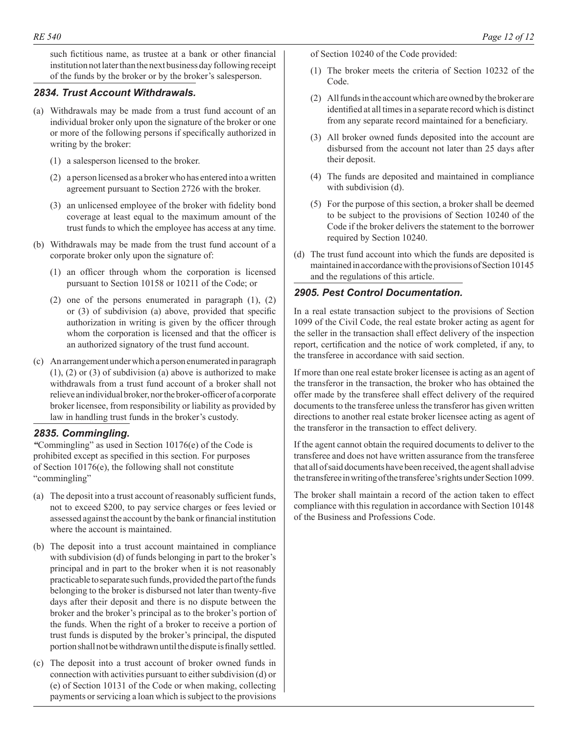such fictitious name, as trustee at a bank or other financial institution not later than the next business day following receipt of the funds by the broker or by the broker's salesperson.

### *2834. Trust Account Withdrawals.*

(a) Withdrawals may be made from a trust fund account of an individual broker only upon the signature of the broker or one or more of the following persons if specifically authorized in writing by the broker:

(1) a salesperson licensed to the broker.

(2) a person licensed as a broker who has entered into a written agreement pursuant to Section 2726 with the broker.

(3) an unlicensed employee of the broker with fidelity bond coverage at least equal to the maximum amount of the trust funds to which the employee has access at any time.

(b) Withdrawals may be made from the trust fund account of a corporate broker only upon the signature of:

(1) an officer through whom the corporation is licensed pursuant to Section 10158 or 10211 of the Code; or

(2) one of the persons enumerated in paragraph (1), (2) or (3) of subdivision (a) above, provided that specific authorization in writing is given by the officer through whom the corporation is licensed and that the officer is an authorized signatory of the trust fund account.

(c) An arrangement under which a person enumerated in paragraph (1), (2) or (3) of subdivision (a) above is authorized to make withdrawals from a trust fund account of a broker shall not relieve an individual broker, nor the broker-officer of a corporate broker licensee, from responsibility or liability as provided by law in handling trust funds in the broker's custody.

### *2835. Commingling.*

"Commingling" as used in Section 10176(e) of the Code is prohibited except as specified in this section. For purposes of Section 10176(e), the following shall not constitute "commingling"

(a) The deposit into a trust account of reasonably sufficient funds, not to exceed $200, to pay service charges or fees levied or assessed against the account by the bank or financial institution where the account is maintained.

(b) The deposit into a trust account maintained in compliance with subdivision (d) of funds belonging in part to the broker's principal and in part to the broker when it is not reasonably practicable to separate such funds, provided the part of the funds belonging to the broker is disbursed not later than twenty-five days after their deposit and there is no dispute between the broker and the broker's principal as to the broker's portion of the funds. When the right of a broker to receive a portion of trust funds is disputed by the broker's principal, the disputed portion shall not be withdrawn until the dispute is finally settled.

(c) The deposit into a trust account of broker owned funds in connection with activities pursuant to either subdivision (d) or (e) of Section 10131 of the Code or when making, collecting payments or servicing a loan which is subject to the provisions of Section 10240 of the Code provided:

(1) The broker meets the criteria of Section 10232 of the Code.

(2) All funds in the account which are owned by the broker are identified at all times in a separate record which is distinct from any separate record maintained for a beneficiary.

(3) All broker owned funds deposited into the account are disbursed from the account not later than 25 days after their deposit.

(4) The funds are deposited and maintained in compliance with subdivision (d).

(5) For the purpose of this section, a broker shall be deemed to be subject to the provisions of Section 10240 of the Code if the broker delivers the statement to the borrower required by Section 10240.

(d) The trust fund account into which the funds are deposited is maintained in accordance with the provisions of Section 10145 and the regulations of this article.

### *2905. Pest Control Documentation.*

In a real estate transaction subject to the provisions of Section 1099 of the Civil Code, the real estate broker acting as agent for the seller in the transaction shall effect delivery of the inspection report, certification and the notice of work completed, if any, to the transferee in accordance with said section.

If more than one real estate broker licensee is acting as an agent of the transferor in the transaction, the broker who has obtained the offer made by the transferee shall effect delivery of the required documents to the transferee unless the transferor has given written directions to another real estate broker licensee acting as agent of the transferor in the transaction to effect delivery.

If the agent cannot obtain the required documents to deliver to the transferee and does not have written assurance from the transferee that all of said documents have been received, the agent shall advise the transferee in writing of the transferee's rights under Section 1099.

The broker shall maintain a record of the action taken to effect compliance with this regulation in accordance with Section 10148 of the Business and Professions Code.